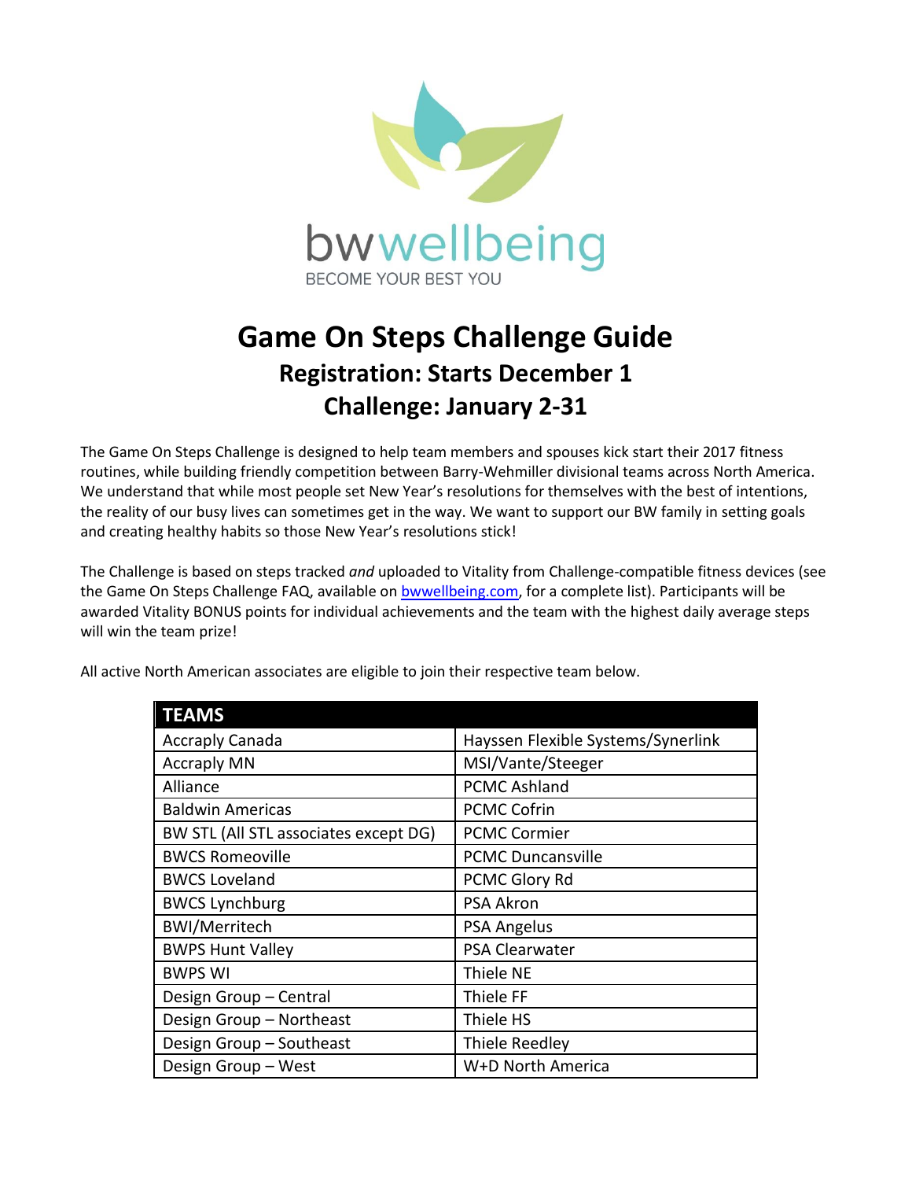bwwellbeing

BECOME YOUR BEST YOU

# Game On Steps Challenge Guide

## Registration: Starts December 1

## Challenge: January 2-31

The Game On Steps Challenge is designed to help team members and spouses kick start their 2017 fitness routines, while building friendly competition between Barry-Wehmiller divisional teams across North America. We understand that while most people set New Year's resolutions for themselves with the best of intentions, the reality of our busy lives can sometimes get in the way. We want to support our BW family in setting goals and creating healthy habits so those New Year's resolutions stick!

The Challenge is based on steps tracked *and* uploaded to Vitality from Challenge-compatible fitness devices (see the Game On Steps Challenge FAQ, available on bwwellbeing.com, for a complete list). Participants will be awarded Vitality BONUS points for individual achievements and the team with the highest daily average steps will win the team prize!

All active North American associates are eligible to join their respective team below.

| TEAMS | |
|---|---|
| Accraply Canada | Hayssen Flexible Systems/Synerlink |
| Accraply MN | MSI/Vante/Steeger |
| Alliance | PCMC Ashland |
| Baldwin Americas | PCMC Cofrin |
| BW STL (All STL associates except DG) | PCMC Cormier |
| BWCS Romeoville | PCMC Duncansville |
| BWCS Loveland | PCMC Glory Rd |
| BWCS Lynchburg | PSA Akron |
| BWI/Merritech | PSA Angelus |
| BWPS Hunt Valley | PSA Clearwater |
| BWPS WI | Thiele NE |
| Design Group – Central | Thiele FF |
| Design Group – Northeast | Thiele HS |
| Design Group – Southeast | Thiele Reedley |
| Design Group – West | W+D North America |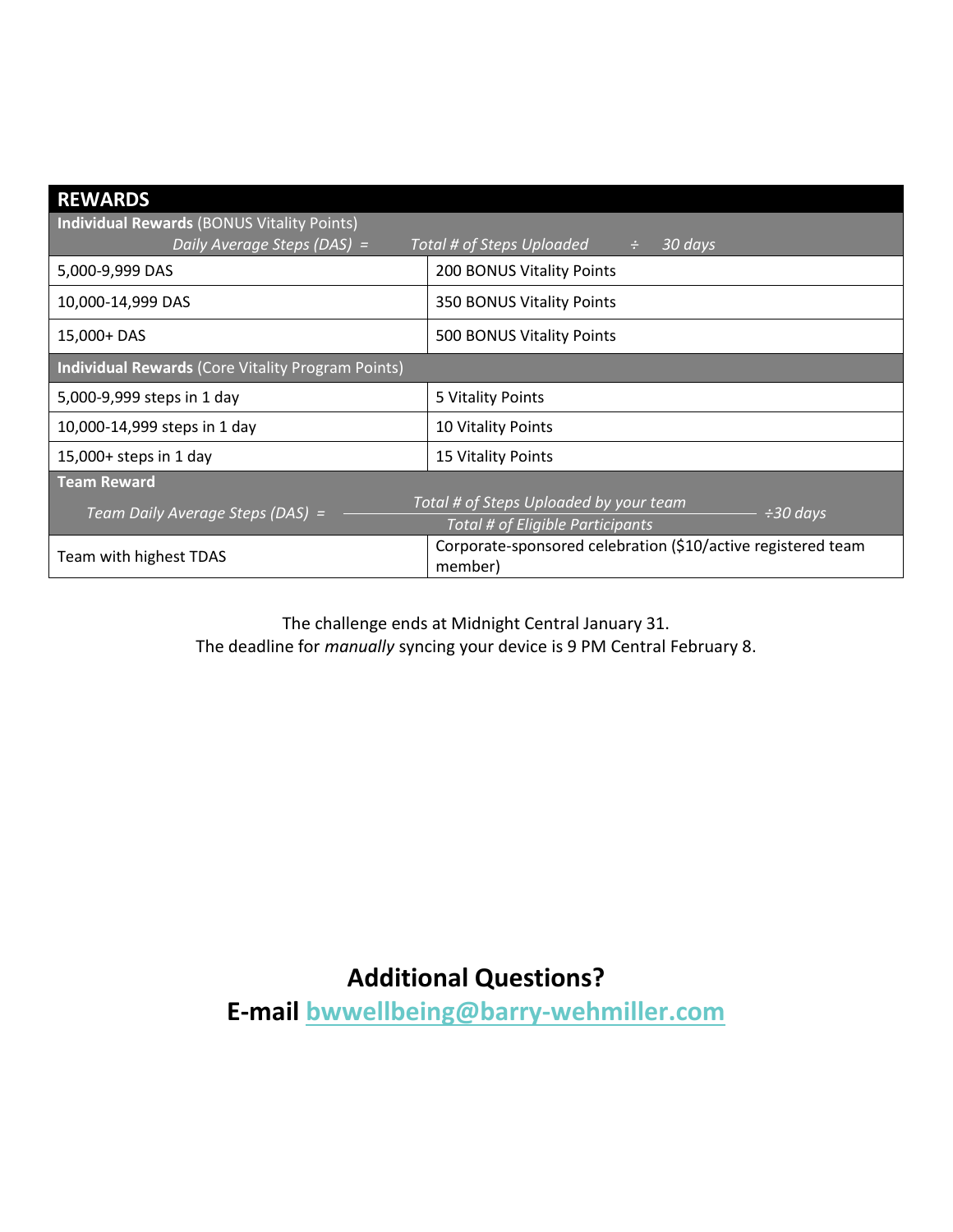| REWARDS | |
|---|---|
| **Individual Rewards** (BONUS Vitality Points) *Daily Average Steps (DAS) = Total # of Steps Uploaded ÷ 30 days* | |
| 5,000-9,999 DAS | 200 BONUS Vitality Points |
| 10,000-14,999 DAS | 350 BONUS Vitality Points |
| 15,000+ DAS | 500 BONUS Vitality Points |
| **Individual Rewards** (Core Vitality Program Points) | |
| 5,000-9,999 steps in 1 day | 5 Vitality Points |
| 10,000-14,999 steps in 1 day | 10 Vitality Points |
| 15,000+ steps in 1 day | 15 Vitality Points |
| **Team Reward** *Team Daily Average Steps (DAS) = (Total # of Steps Uploaded by your team / Total # of Eligible Participants) ÷30 days* | |
| Team with highest TDAS | Corporate-sponsored celebration ($10/active registered team member) |

The challenge ends at Midnight Central January 31.
The deadline for *manually* syncing your device is 9 PM Central February 8.

## Additional Questions?

**E-mail bwwellbeing@barry-wehmiller.com**